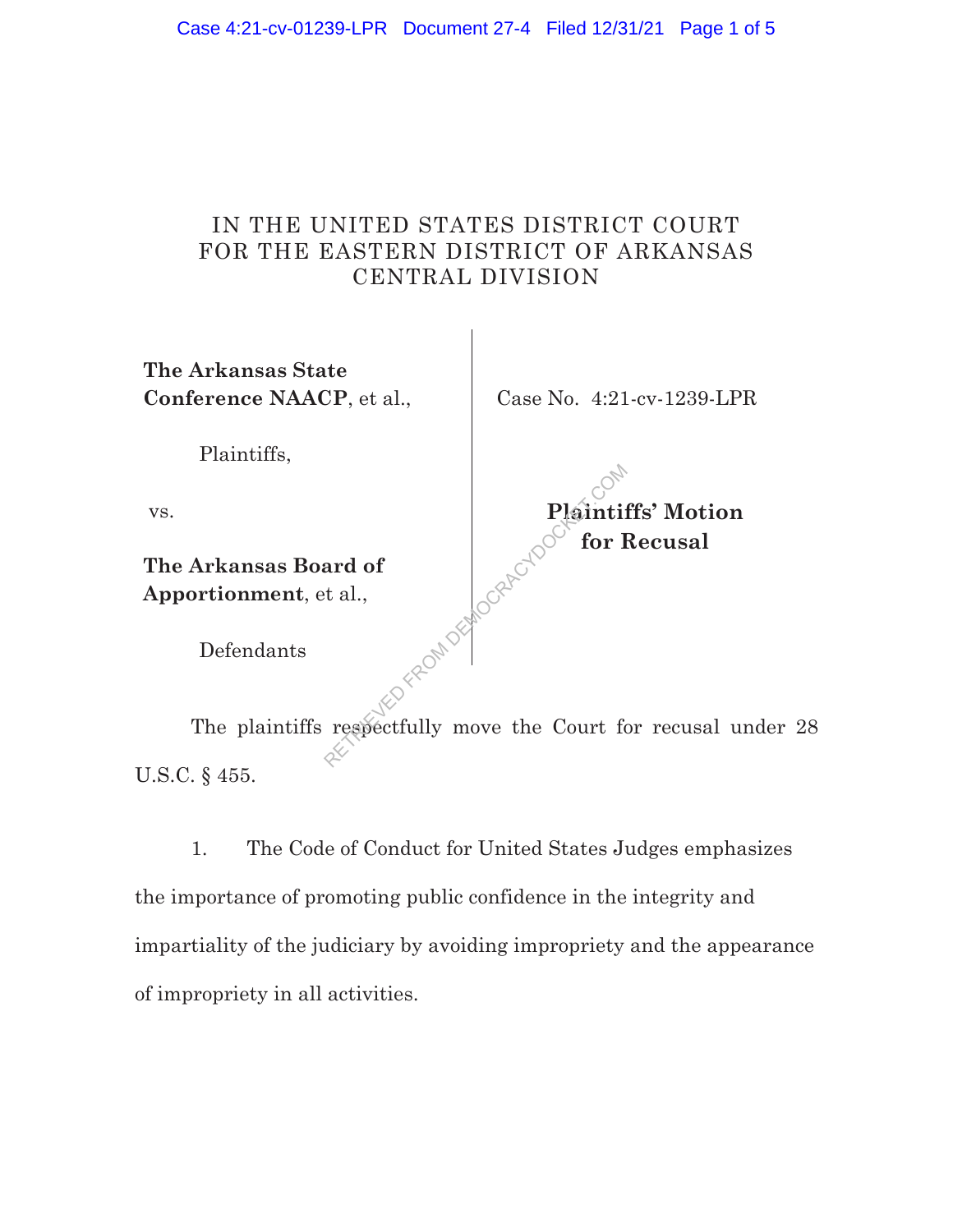IN THE UNITED STATES DISTRICT COURT
FOR THE EASTERN DISTRICT OF ARKANSAS
CENTRAL DIVISION

| | |
|---|---|
| **The Arkansas State Conference NAACP**, et al.,<br><br>Plaintiffs,<br><br>vs.<br><br>**The Arkansas Board of Apportionment**, et al.,<br><br>Defendants | Case No. 4:21-cv-1239-LPR<br><br>**Plaintiffs' Motion for Recusal** |

The plaintiffs respectfully move the Court for recusal under 28 U.S.C. § 455.

1. The Code of Conduct for United States Judges emphasizes the importance of promoting public confidence in the integrity and impartiality of the judiciary by avoiding impropriety and the appearance of impropriety in all activities.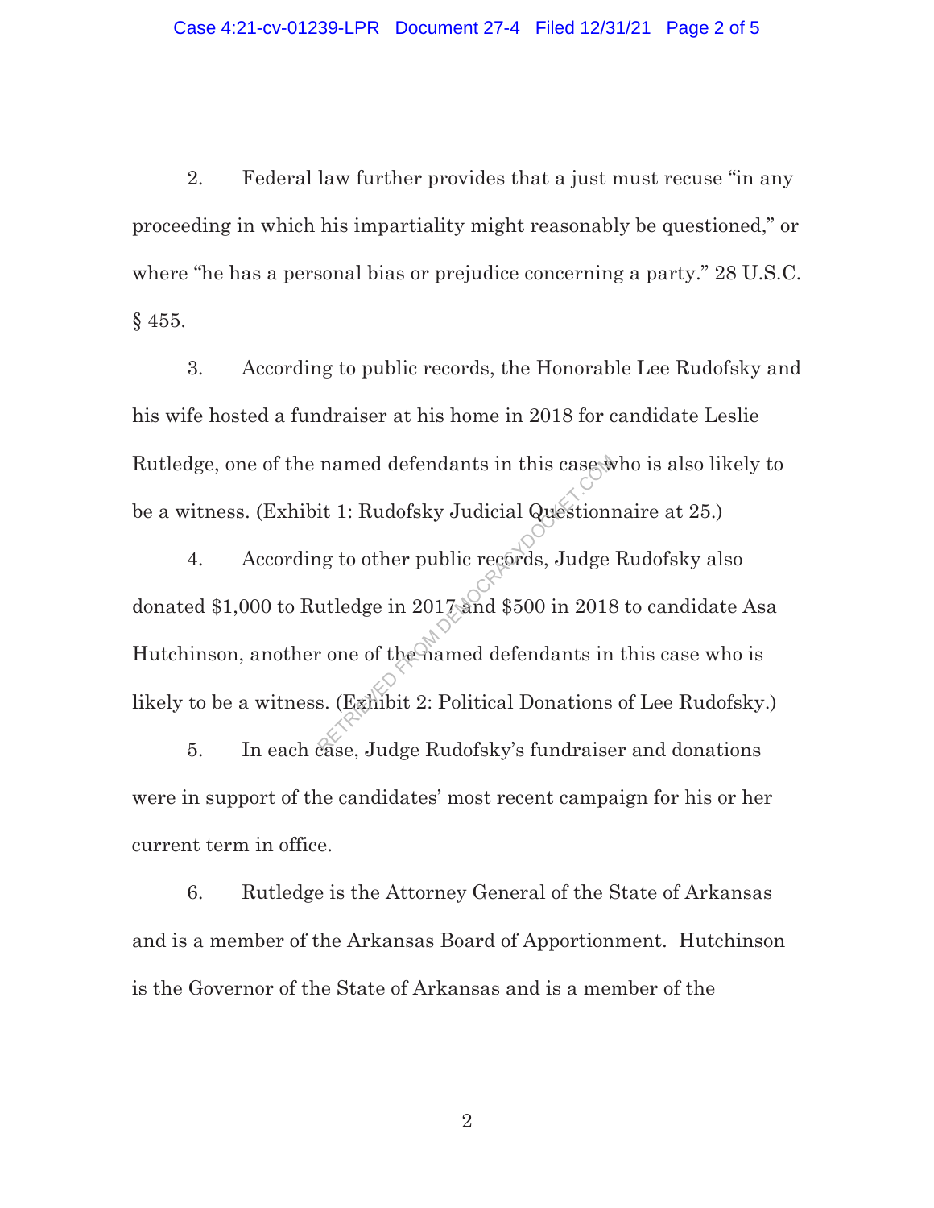2. Federal law further provides that a just must recuse "in any proceeding in which his impartiality might reasonably be questioned," or where "he has a personal bias or prejudice concerning a party." 28 U.S.C. § 455.

3. According to public records, the Honorable Lee Rudofsky and his wife hosted a fundraiser at his home in 2018 for candidate Leslie Rutledge, one of the named defendants in this case who is also likely to be a witness. (Exhibit 1: Rudofsky Judicial Questionnaire at 25.)

4. According to other public records, Judge Rudofsky also donated $1,000 to Rutledge in 2017 and $500 in 2018 to candidate Asa Hutchinson, another one of the named defendants in this case who is likely to be a witness. (Exhibit 2: Political Donations of Lee Rudofsky.)

5. In each case, Judge Rudofsky's fundraiser and donations were in support of the candidates' most recent campaign for his or her current term in office.

6. Rutledge is the Attorney General of the State of Arkansas and is a member of the Arkansas Board of Apportionment. Hutchinson is the Governor of the State of Arkansas and is a member of the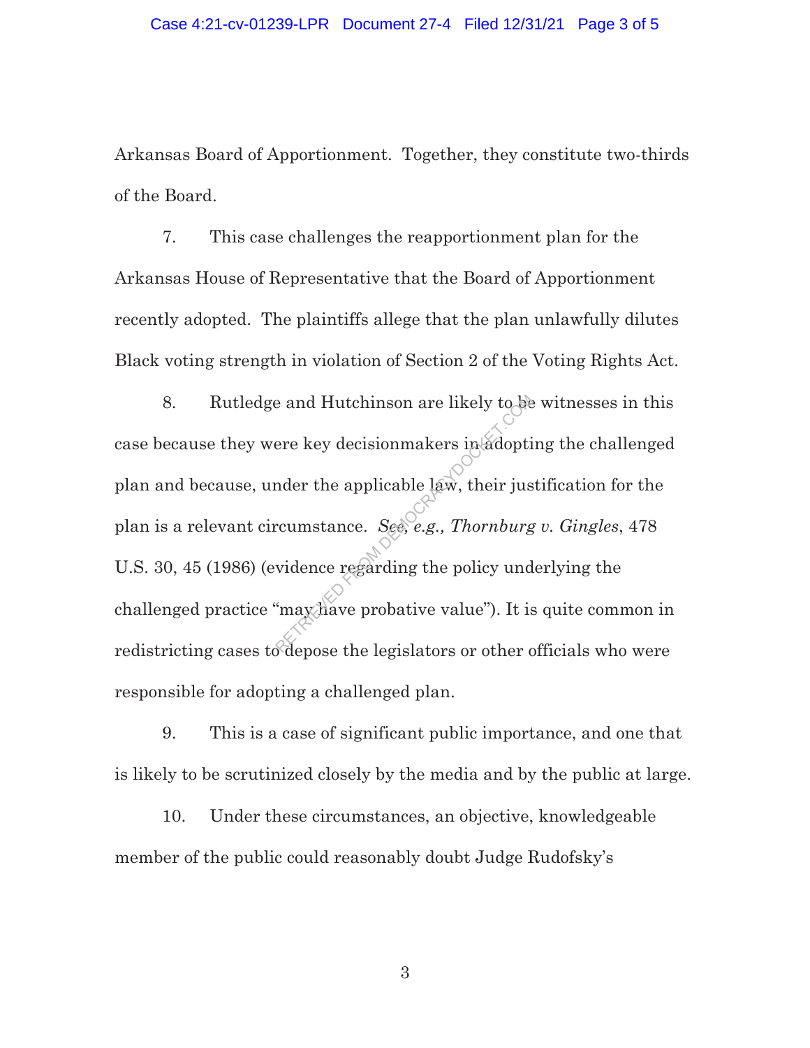Arkansas Board of Apportionment. Together, they constitute two-thirds of the Board.

7. This case challenges the reapportionment plan for the Arkansas House of Representative that the Board of Apportionment recently adopted. The plaintiffs allege that the plan unlawfully dilutes Black voting strength in violation of Section 2 of the Voting Rights Act.

8. Rutledge and Hutchinson are likely to be witnesses in this case because they were key decisionmakers in adopting the challenged plan and because, under the applicable law, their justification for the plan is a relevant circumstance. *See, e.g., Thornburg v. Gingles*, 478 U.S. 30, 45 (1986) (evidence regarding the policy underlying the challenged practice "may have probative value"). It is quite common in redistricting cases to depose the legislators or other officials who were responsible for adopting a challenged plan.

9. This is a case of significant public importance, and one that is likely to be scrutinized closely by the media and by the public at large.

10. Under these circumstances, an objective, knowledgeable member of the public could reasonably doubt Judge Rudofsky's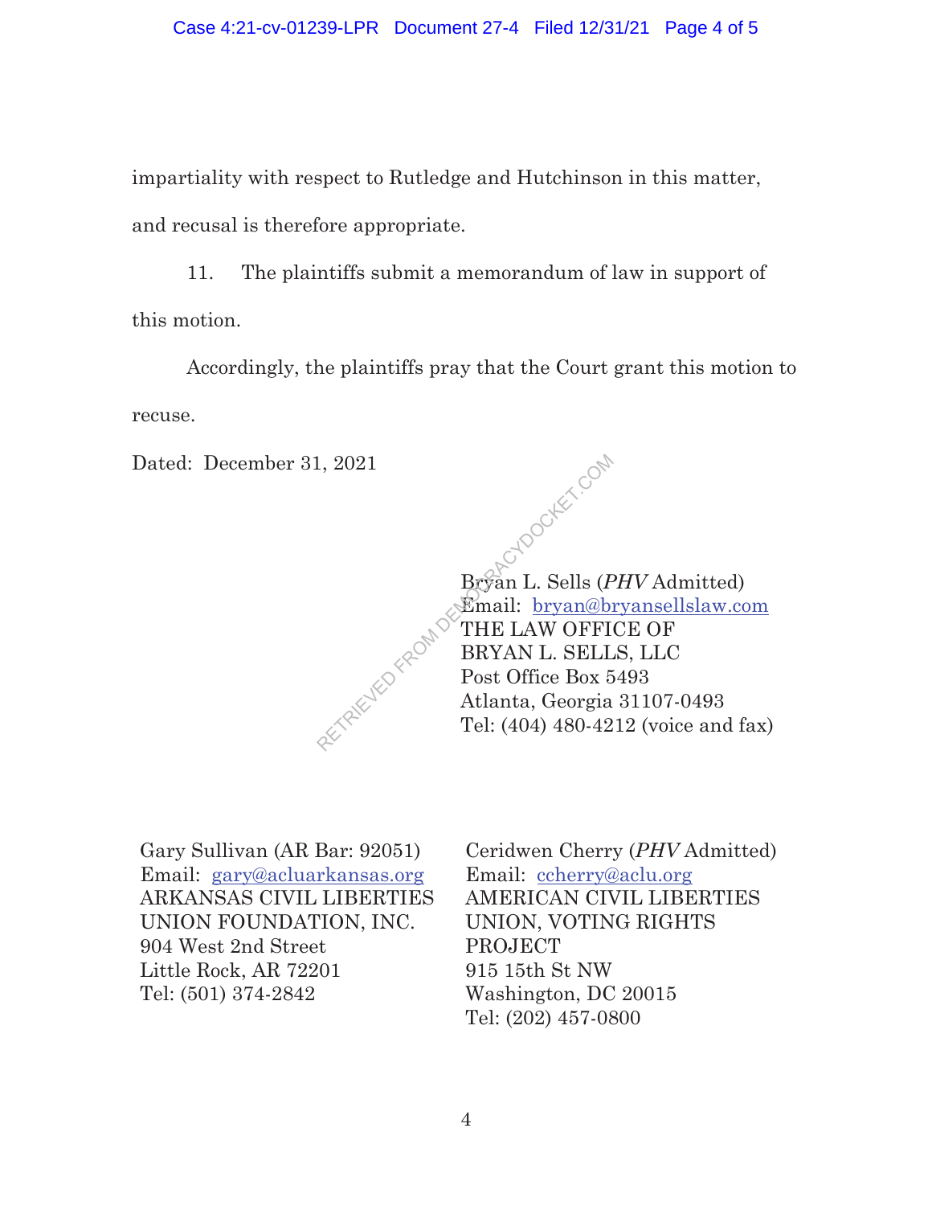impartiality with respect to Rutledge and Hutchinson in this matter, and recusal is therefore appropriate.

11. The plaintiffs submit a memorandum of law in support of this motion.

Accordingly, the plaintiffs pray that the Court grant this motion to recuse.

Dated: December 31, 2021

Bryan L. Sells (*PHV* Admitted)
Email: bryan@bryansellslaw.com
THE LAW OFFICE OF
BRYAN L. SELLS, LLC
Post Office Box 5493
Atlanta, Georgia 31107-0493
Tel: (404) 480-4212 (voice and fax)

Gary Sullivan (AR Bar: 92051)
Email: gary@acluarkansas.org
ARKANSAS CIVIL LIBERTIES
UNION FOUNDATION, INC.
904 West 2nd Street
Little Rock, AR 72201
Tel: (501) 374-2842

Ceridwen Cherry (*PHV* Admitted)
Email: ccherry@aclu.org
AMERICAN CIVIL LIBERTIES
UNION, VOTING RIGHTS
PROJECT
915 15th St NW
Washington, DC 20015
Tel: (202) 457-0800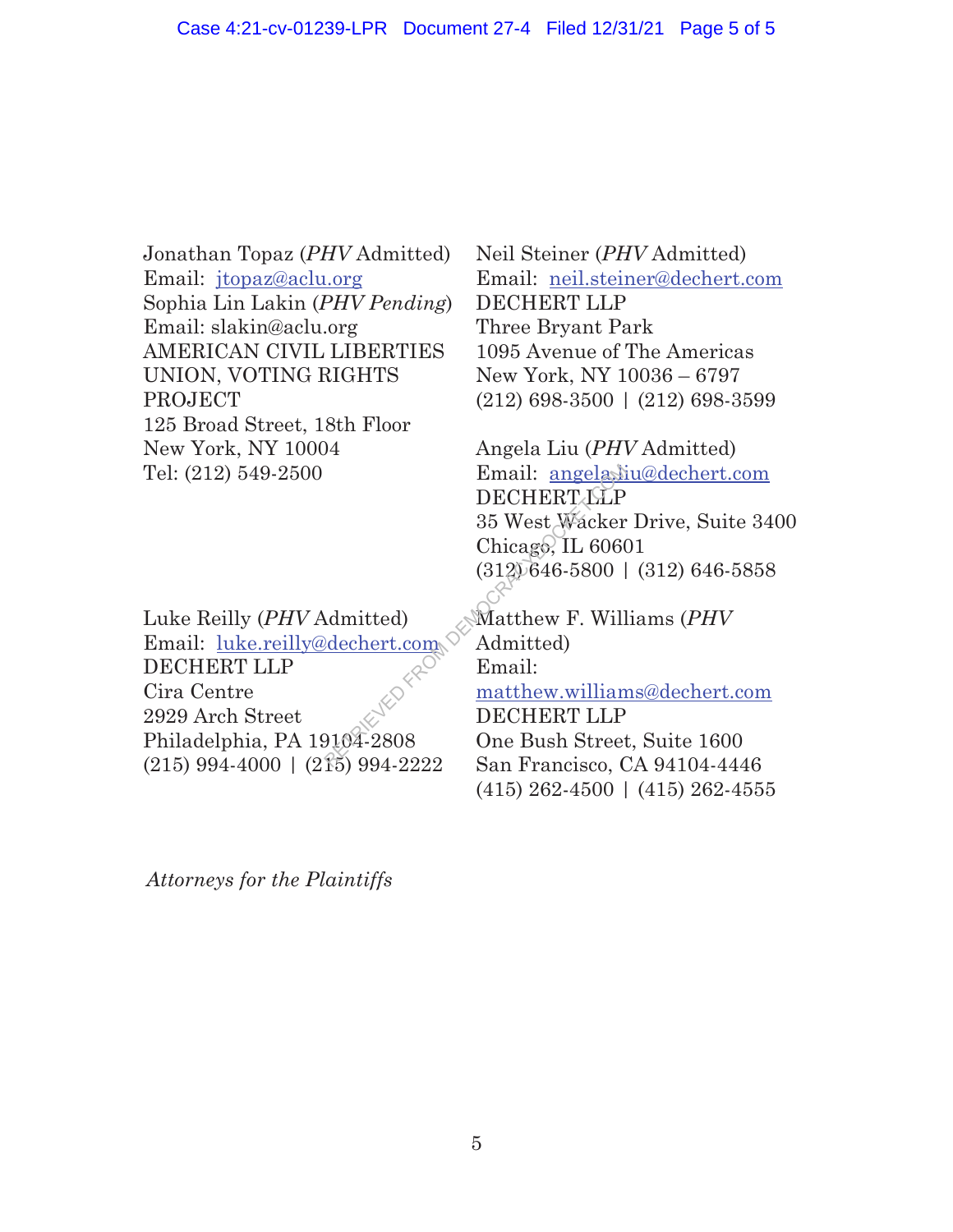Jonathan Topaz (*PHV* Admitted)
Email: jtopaz@aclu.org
Sophia Lin Lakin (*PHV Pending*)
Email: slakin@aclu.org
AMERICAN CIVIL LIBERTIES UNION, VOTING RIGHTS PROJECT
125 Broad Street, 18th Floor
New York, NY 10004
Tel: (212) 549-2500

Luke Reilly (*PHV* Admitted)
Email: luke.reilly@dechert.com
DECHERT LLP
Cira Centre
2929 Arch Street
Philadelphia, PA 19104-2808
(215) 994-4000 | (215) 994-2222

Neil Steiner (*PHV* Admitted)
Email: neil.steiner@dechert.com
DECHERT LLP
Three Bryant Park
1095 Avenue of The Americas
New York, NY 10036 – 6797
(212) 698-3500 | (212) 698-3599

Angela Liu (*PHV* Admitted)
Email: angela.liu@dechert.com
DECHERT LLP
35 West Wacker Drive, Suite 3400
Chicago, IL 60601
(312) 646-5800 | (312) 646-5858

Matthew F. Williams (*PHV* Admitted)
Email: matthew.williams@dechert.com
DECHERT LLP
One Bush Street, Suite 1600
San Francisco, CA 94104-4446
(415) 262-4500 | (415) 262-4555

*Attorneys for the Plaintiffs*